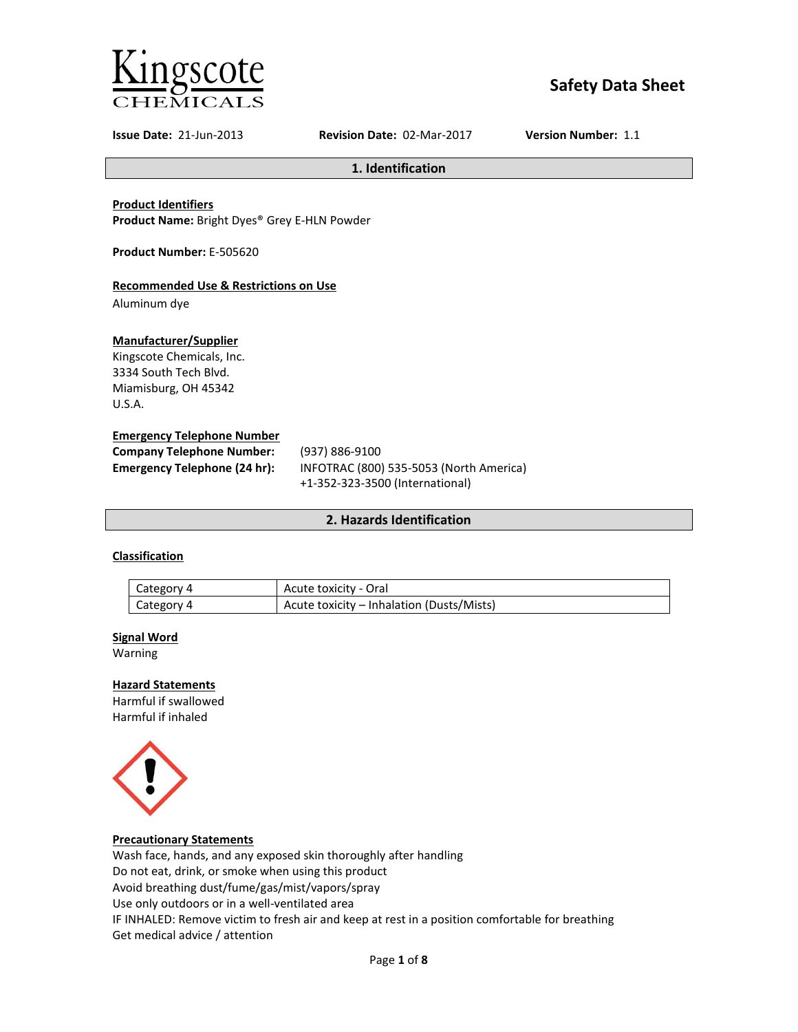Kingscote CHEMICALS

# Safety Data Sheet

**Issue Date:** 21-Jun-2013 **Revision Date:** 02-Mar-2017 **Version Number:** 1.1

## 1. Identification

**Product Identifiers**
**Product Name:** Bright Dyes® Grey E-HLN Powder

**Product Number:** E-505620

**Recommended Use & Restrictions on Use**
Aluminum dye

**Manufacturer/Supplier**
Kingscote Chemicals, Inc.
3334 South Tech Blvd.
Miamisburg, OH 45342
U.S.A.

**Emergency Telephone Number**

**Company Telephone Number:** (937) 886-9100
**Emergency Telephone (24 hr):** INFOTRAC (800) 535-5053 (North America)
+1-352-323-3500 (International)

## 2. Hazards Identification

**Classification**

| Category | Hazard |
|---|---|
| Category 4 | Acute toxicity - Oral |
| Category 4 | Acute toxicity – Inhalation (Dusts/Mists) |

**Signal Word**
Warning

**Hazard Statements**
Harmful if swallowed
Harmful if inhaled

**Precautionary Statements**
Wash face, hands, and any exposed skin thoroughly after handling
Do not eat, drink, or smoke when using this product
Avoid breathing dust/fume/gas/mist/vapors/spray
Use only outdoors or in a well-ventilated area
IF INHALED: Remove victim to fresh air and keep at rest in a position comfortable for breathing
Get medical advice / attention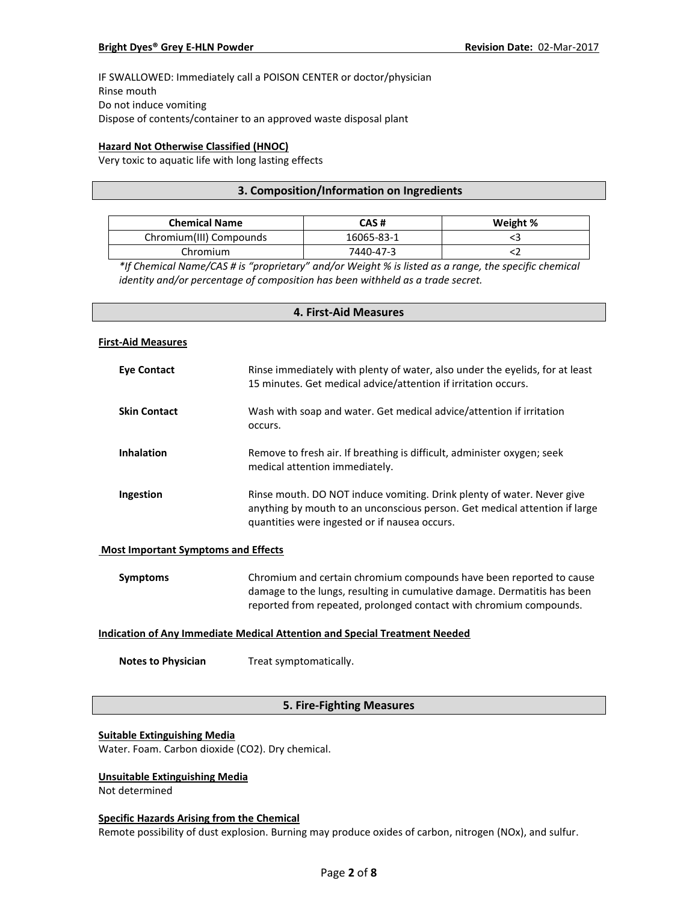IF SWALLOWED: Immediately call a POISON CENTER or doctor/physician
Rinse mouth
Do not induce vomiting
Dispose of contents/container to an approved waste disposal plant

**Hazard Not Otherwise Classified (HNOC)**
Very toxic to aquatic life with long lasting effects

## 3. Composition/Information on Ingredients

| Chemical Name | CAS # | Weight % |
|---|---|---|
| Chromium(III) Compounds | 16065-83-1 | <3 |
| Chromium | 7440-47-3 | <2 |

*\*If Chemical Name/CAS # is "proprietary" and/or Weight % is listed as a range, the specific chemical identity and/or percentage of composition has been withheld as a trade secret.*

## 4. First-Aid Measures

**First-Aid Measures**

**Eye Contact** — Rinse immediately with plenty of water, also under the eyelids, for at least 15 minutes. Get medical advice/attention if irritation occurs.

**Skin Contact** — Wash with soap and water. Get medical advice/attention if irritation occurs.

**Inhalation** — Remove to fresh air. If breathing is difficult, administer oxygen; seek medical attention immediately.

**Ingestion** — Rinse mouth. DO NOT induce vomiting. Drink plenty of water. Never give anything by mouth to an unconscious person. Get medical attention if large quantities were ingested or if nausea occurs.

**Most Important Symptoms and Effects**

**Symptoms** — Chromium and certain chromium compounds have been reported to cause damage to the lungs, resulting in cumulative damage. Dermatitis has been reported from repeated, prolonged contact with chromium compounds.

**Indication of Any Immediate Medical Attention and Special Treatment Needed**

**Notes to Physician** — Treat symptomatically.

## 5. Fire-Fighting Measures

**Suitable Extinguishing Media**
Water. Foam. Carbon dioxide ($CO_2$). Dry chemical.

**Unsuitable Extinguishing Media**
Not determined

**Specific Hazards Arising from the Chemical**
Remote possibility of dust explosion. Burning may produce oxides of carbon, nitrogen ($NO_x$), and sulfur.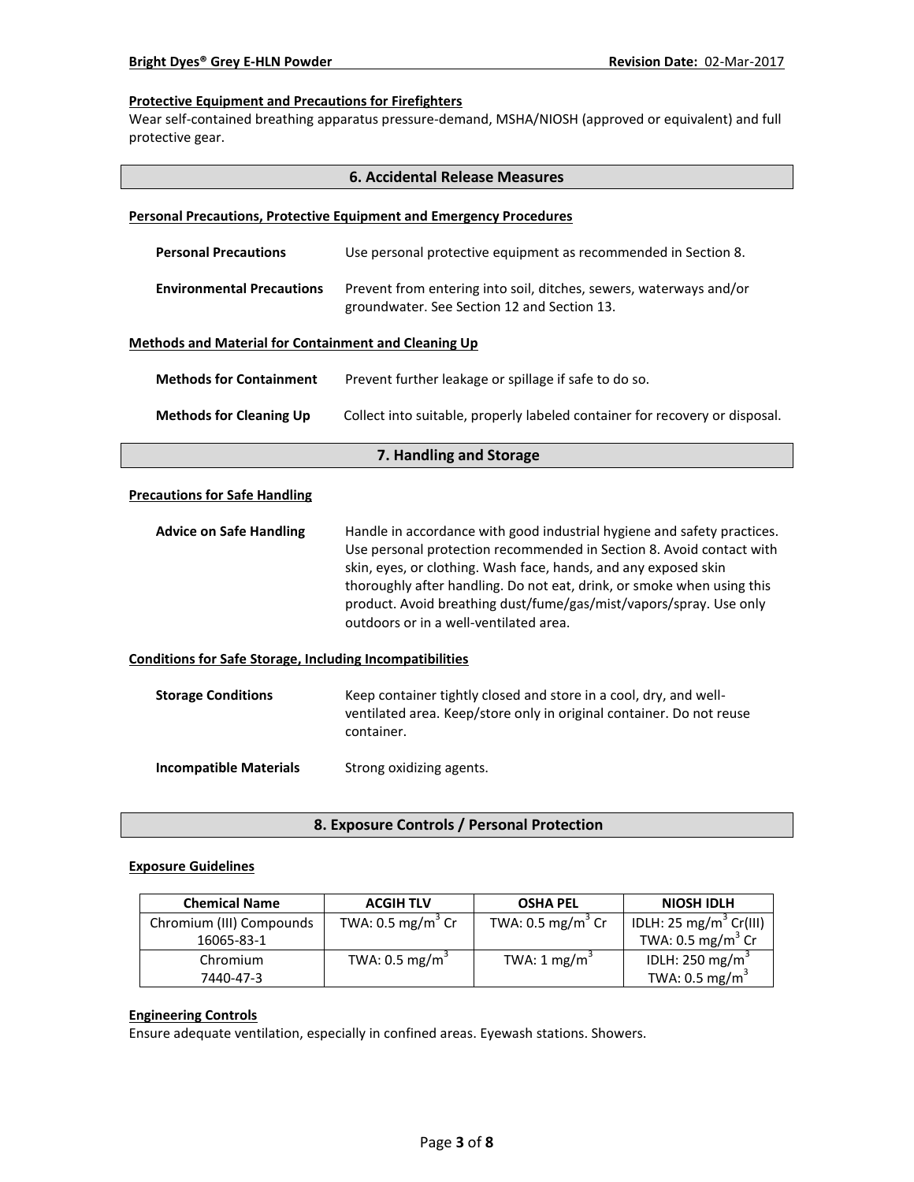#### Protective Equipment and Precautions for Firefighters

Wear self-contained breathing apparatus pressure-demand, MSHA/NIOSH (approved or equivalent) and full protective gear.

## 6. Accidental Release Measures

#### Personal Precautions, Protective Equipment and Emergency Procedures

**Personal Precautions** Use personal protective equipment as recommended in Section 8.

**Environmental Precautions** Prevent from entering into soil, ditches, sewers, waterways and/or groundwater. See Section 12 and Section 13.

#### Methods and Material for Containment and Cleaning Up

**Methods for Containment** Prevent further leakage or spillage if safe to do so.

**Methods for Cleaning Up** Collect into suitable, properly labeled container for recovery or disposal.

## 7. Handling and Storage

#### Precautions for Safe Handling

**Advice on Safe Handling** Handle in accordance with good industrial hygiene and safety practices. Use personal protection recommended in Section 8. Avoid contact with skin, eyes, or clothing. Wash face, hands, and any exposed skin thoroughly after handling. Do not eat, drink, or smoke when using this product. Avoid breathing dust/fume/gas/mist/vapors/spray. Use only outdoors or in a well-ventilated area.

#### Conditions for Safe Storage, Including Incompatibilities

**Storage Conditions** Keep container tightly closed and store in a cool, dry, and well-ventilated area. Keep/store only in original container. Do not reuse container.

**Incompatible Materials** Strong oxidizing agents.

## 8. Exposure Controls / Personal Protection

#### Exposure Guidelines

| Chemical Name | ACGIH TLV | OSHA PEL | NIOSH IDLH |
|---|---|---|---|
| Chromium (III) Compounds 16065-83-1 | TWA: 0.5 $mg/m^3$ Cr | TWA: 0.5 $mg/m^3$ Cr | IDLH: 25 $mg/m^3$ Cr(III) TWA: 0.5 $mg/m^3$ Cr |
| Chromium 7440-47-3 | TWA: 0.5 $mg/m^3$ | TWA: 1 $mg/m^3$ | IDLH: 250 $mg/m^3$ TWA: 0.5 $mg/m^3$ |

#### Engineering Controls

Ensure adequate ventilation, especially in confined areas. Eyewash stations. Showers.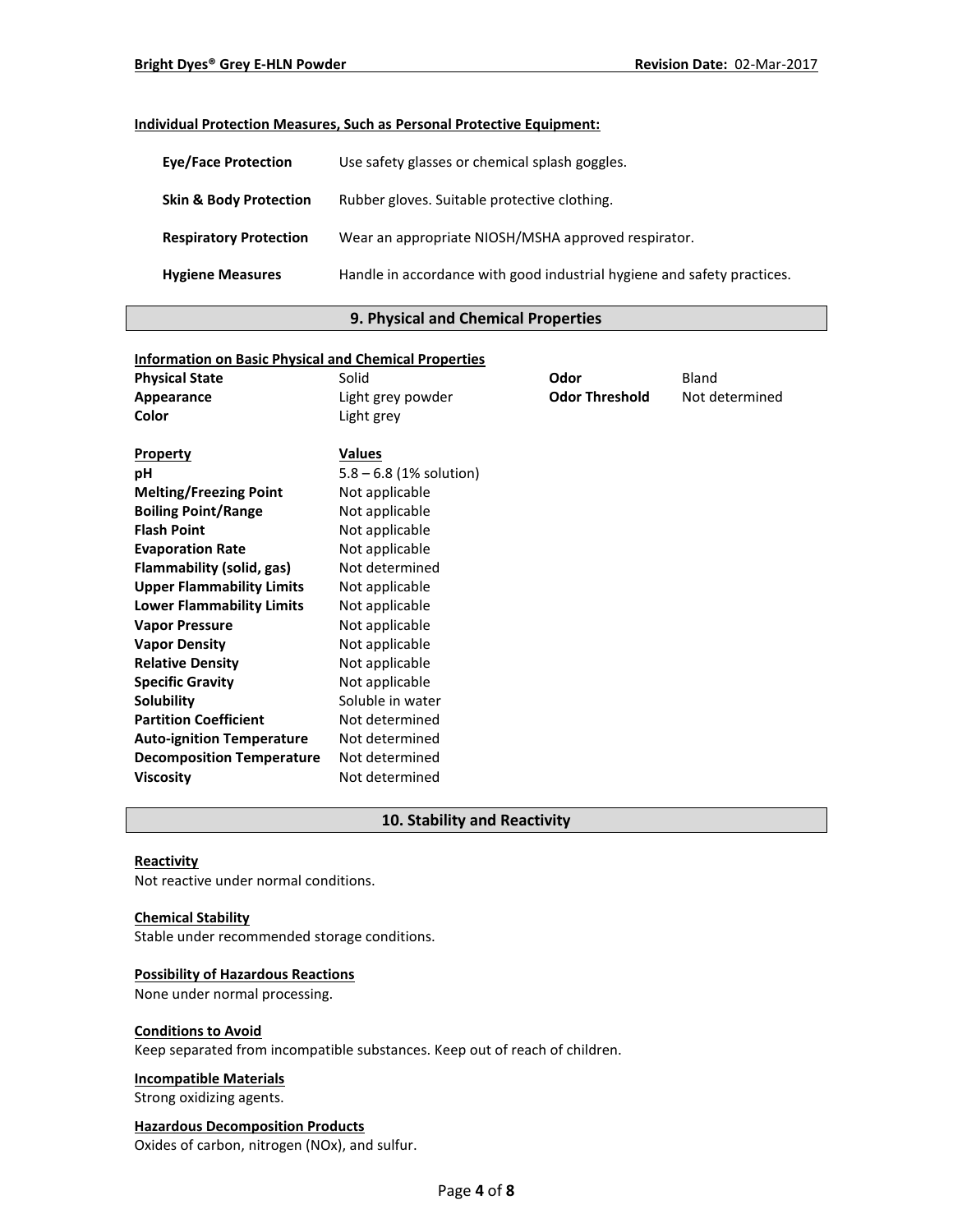### Individual Protection Measures, Such as Personal Protective Equipment:

| | |
|---|---|
| **Eye/Face Protection** | Use safety glasses or chemical splash goggles. |
| **Skin & Body Protection** | Rubber gloves. Suitable protective clothing. |
| **Respiratory Protection** | Wear an appropriate NIOSH/MSHA approved respirator. |
| **Hygiene Measures** | Handle in accordance with good industrial hygiene and safety practices. |

## 9. Physical and Chemical Properties

### Information on Basic Physical and Chemical Properties

| | | | |
|---|---|---|---|
| **Physical State** | Solid | **Odor** | Bland |
| **Appearance** | Light grey powder | **Odor Threshold** | Not determined |
| **Color** | Light grey | | |

| Property | Values |
|---|---|
| **pH** | 5.8 – 6.8 (1% solution) |
| **Melting/Freezing Point** | Not applicable |
| **Boiling Point/Range** | Not applicable |
| **Flash Point** | Not applicable |
| **Evaporation Rate** | Not applicable |
| **Flammability (solid, gas)** | Not determined |
| **Upper Flammability Limits** | Not applicable |
| **Lower Flammability Limits** | Not applicable |
| **Vapor Pressure** | Not applicable |
| **Vapor Density** | Not applicable |
| **Relative Density** | Not applicable |
| **Specific Gravity** | Not applicable |
| **Solubility** | Soluble in water |
| **Partition Coefficient** | Not determined |
| **Auto-ignition Temperature** | Not determined |
| **Decomposition Temperature** | Not determined |
| **Viscosity** | Not determined |

## 10. Stability and Reactivity

### Reactivity
Not reactive under normal conditions.

### Chemical Stability
Stable under recommended storage conditions.

### Possibility of Hazardous Reactions
None under normal processing.

### Conditions to Avoid
Keep separated from incompatible substances. Keep out of reach of children.

### Incompatible Materials
Strong oxidizing agents.

### Hazardous Decomposition Products
Oxides of carbon, nitrogen (NOx), and sulfur.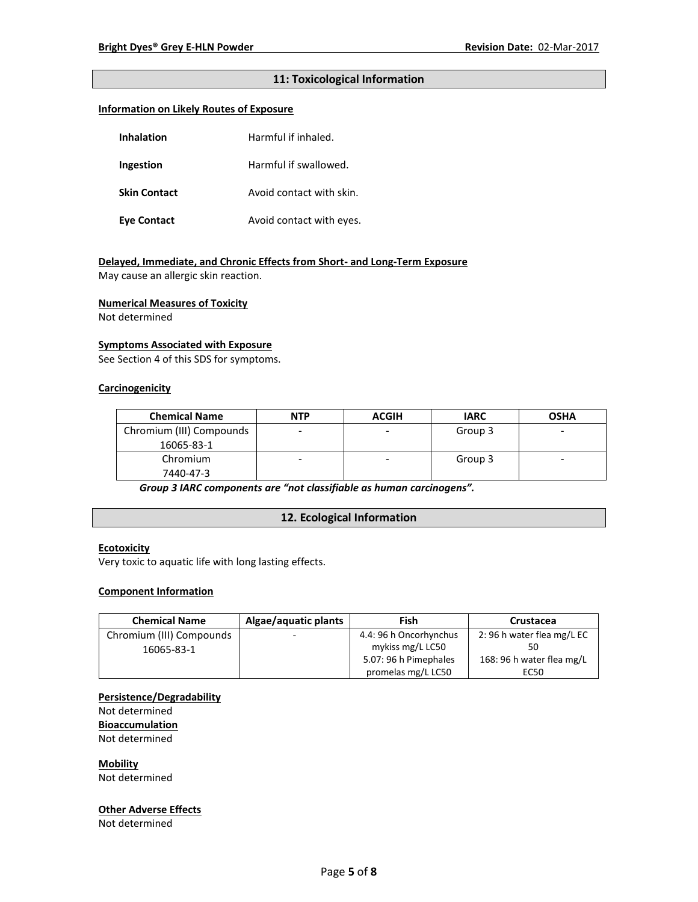## 11: Toxicological Information

**Information on Likely Routes of Exposure**

| | |
|---|---|
| **Inhalation** | Harmful if inhaled. |
| **Ingestion** | Harmful if swallowed. |
| **Skin Contact** | Avoid contact with skin. |
| **Eye Contact** | Avoid contact with eyes. |

**Delayed, Immediate, and Chronic Effects from Short- and Long-Term Exposure**

May cause an allergic skin reaction.

**Numerical Measures of Toxicity**

Not determined

**Symptoms Associated with Exposure**

See Section 4 of this SDS for symptoms.

**Carcinogenicity**

| Chemical Name | NTP | ACGIH | IARC | OSHA |
|---|---|---|---|---|
| Chromium (III) Compounds 16065-83-1 | - | - | Group 3 | - |
| Chromium 7440-47-3 | - | - | Group 3 | - |

***Group 3 IARC components are "not classifiable as human carcinogens".***

## 12. Ecological Information

**Ecotoxicity**

Very toxic to aquatic life with long lasting effects.

**Component Information**

| Chemical Name | Algae/aquatic plants | Fish | Crustacea |
|---|---|---|---|
| Chromium (III) Compounds 16065-83-1 | - | 4.4: 96 h Oncorhynchus mykiss mg/L LC50<br>5.07: 96 h Pimephales promelas mg/L LC50 | 2: 96 h water flea mg/L EC 50<br>168: 96 h water flea mg/L EC50 |

**Persistence/Degradability**

Not determined

**Bioaccumulation**

Not determined

**Mobility**

Not determined

**Other Adverse Effects**

Not determined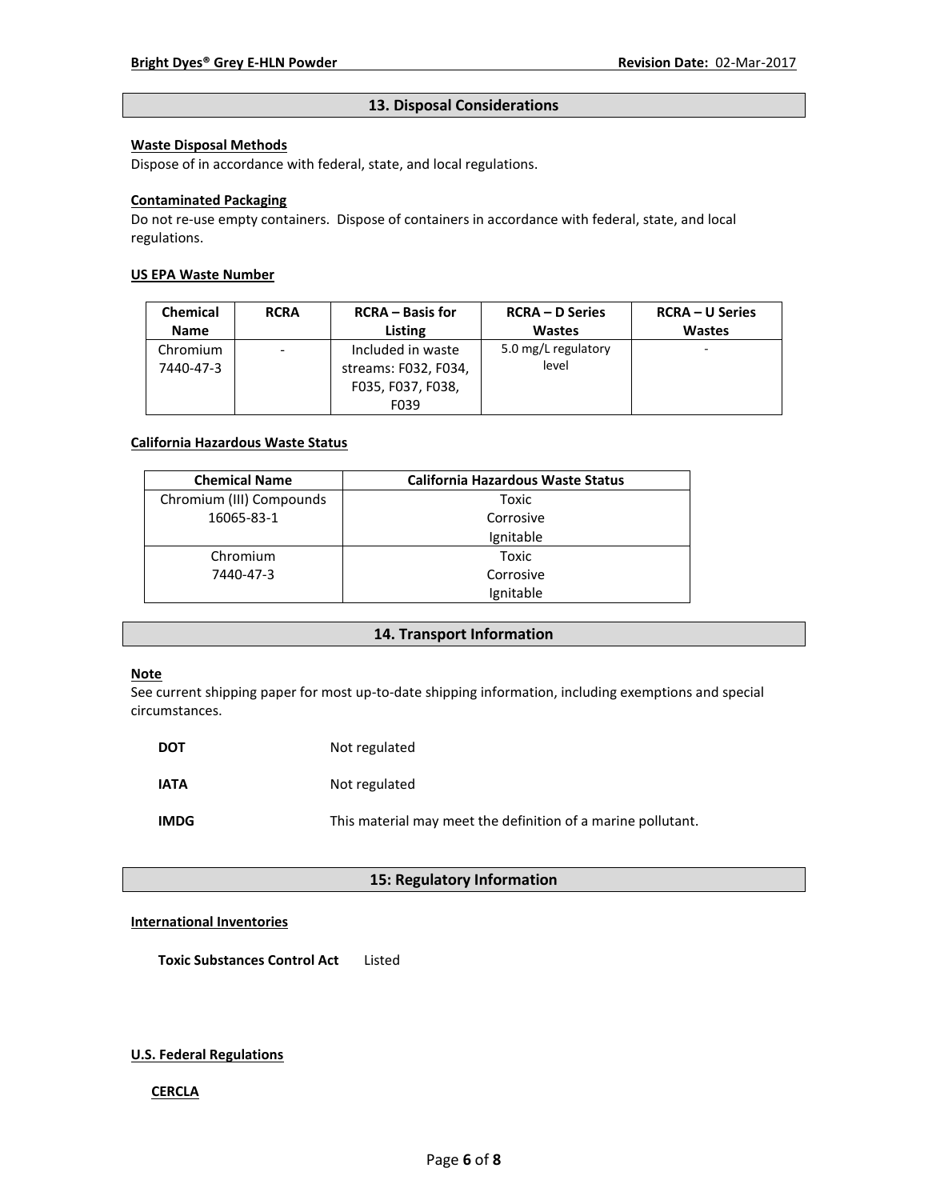## 13. Disposal Considerations

**Waste Disposal Methods**

Dispose of in accordance with federal, state, and local regulations.

**Contaminated Packaging**

Do not re-use empty containers. Dispose of containers in accordance with federal, state, and local regulations.

**US EPA Waste Number**

| Chemical Name | RCRA | RCRA – Basis for Listing | RCRA – D Series Wastes | RCRA – U Series Wastes |
|---|---|---|---|---|
| Chromium 7440-47-3 | - | Included in waste streams: F032, F034, F035, F037, F038, F039 | 5.0 mg/L regulatory level | - |

**California Hazardous Waste Status**

| Chemical Name | California Hazardous Waste Status |
|---|---|
| Chromium (III) Compounds 16065-83-1 | Toxic Corrosive Ignitable |
| Chromium 7440-47-3 | Toxic Corrosive Ignitable |

## 14. Transport Information

**Note**

See current shipping paper for most up-to-date shipping information, including exemptions and special circumstances.

**DOT** Not regulated

**IATA** Not regulated

**IMDG** This material may meet the definition of a marine pollutant.

## 15: Regulatory Information

**International Inventories**

**Toxic Substances Control Act** Listed

**U.S. Federal Regulations**

**CERCLA**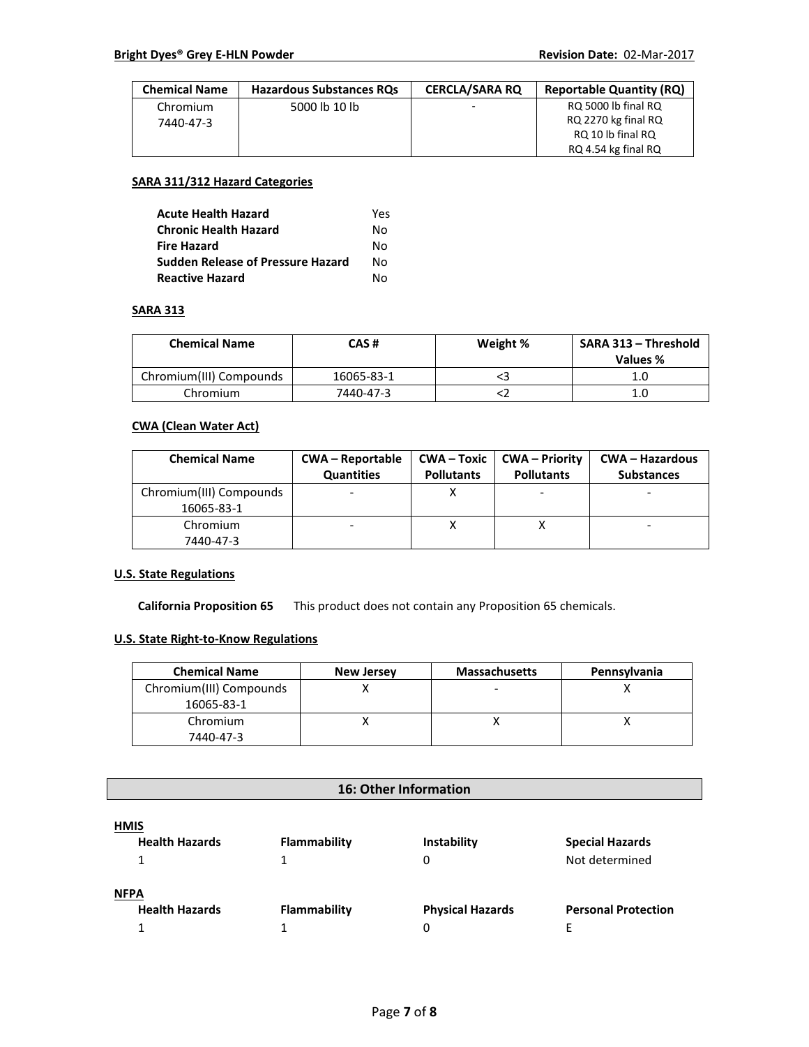| Chemical Name | Hazardous Substances RQs | CERCLA/SARA RQ | Reportable Quantity (RQ) |
|---|---|---|---|
| Chromium 7440-47-3 | 5000 lb 10 lb | - | RQ 5000 lb final RQ<br>RQ 2270 kg final RQ<br>RQ 10 lb final RQ<br>RQ 4.54 kg final RQ |

**SARA 311/312 Hazard Categories**

| | |
|---|---|
| **Acute Health Hazard** | Yes |
| **Chronic Health Hazard** | No |
| **Fire Hazard** | No |
| **Sudden Release of Pressure Hazard** | No |
| **Reactive Hazard** | No |

**SARA 313**

| Chemical Name | CAS # | Weight % | SARA 313 – Threshold Values % |
|---|---|---|---|
| Chromium(III) Compounds | 16065-83-1 | <3 | 1.0 |
| Chromium | 7440-47-3 | <2 | 1.0 |

**CWA (Clean Water Act)**

| Chemical Name | CWA – Reportable Quantities | CWA – Toxic Pollutants | CWA – Priority Pollutants | CWA – Hazardous Substances |
|---|---|---|---|---|
| Chromium(III) Compounds 16065-83-1 | - | X | - | - |
| Chromium 7440-47-3 | - | X | X | - |

**U.S. State Regulations**

**California Proposition 65** This product does not contain any Proposition 65 chemicals.

**U.S. State Right-to-Know Regulations**

| Chemical Name | New Jersey | Massachusetts | Pennsylvania |
|---|---|---|---|
| Chromium(III) Compounds 16065-83-1 | X | - | X |
| Chromium 7440-47-3 | X | X | X |

## 16: Other Information

**HMIS**

| Health Hazards | Flammability | Instability | Special Hazards |
|---|---|---|---|
| 1 | 1 | 0 | Not determined |

**NFPA**

| Health Hazards | Flammability | Physical Hazards | Personal Protection |
|---|---|---|---|
| 1 | 1 | 0 | E |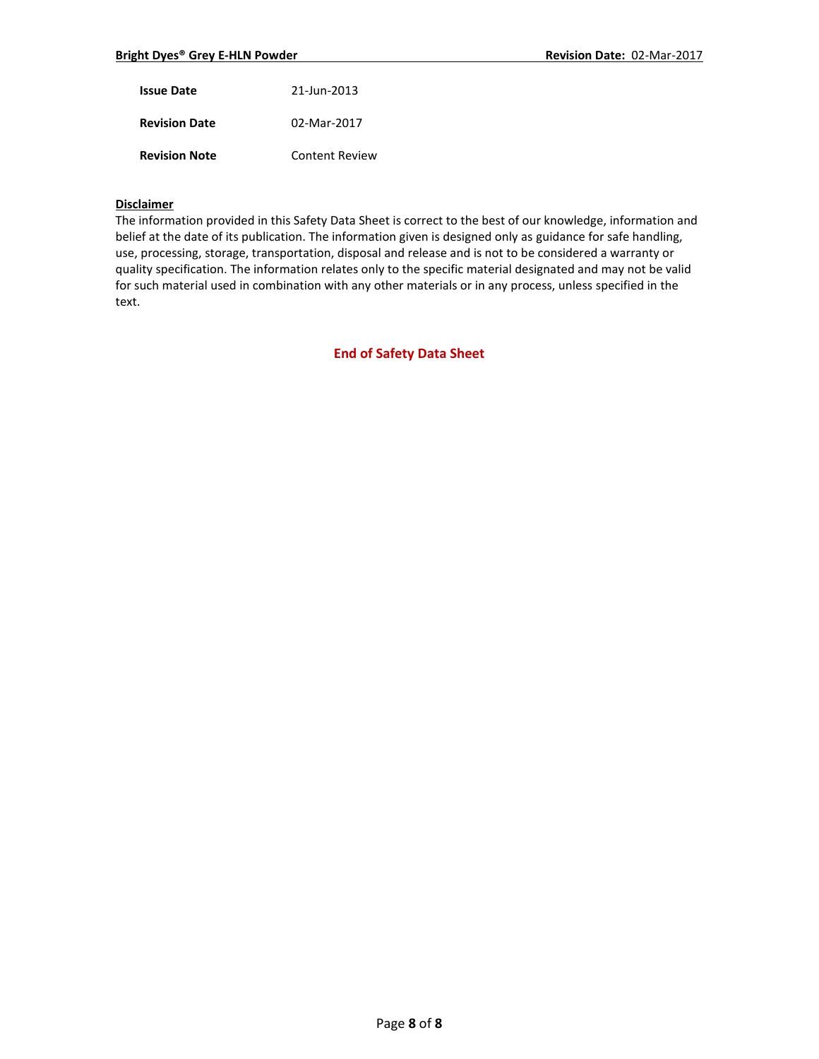| | |
|---|---|
| **Issue Date** | 21-Jun-2013 |
| **Revision Date** | 02-Mar-2017 |
| **Revision Note** | Content Review |

**Disclaimer**

The information provided in this Safety Data Sheet is correct to the best of our knowledge, information and belief at the date of its publication. The information given is designed only as guidance for safe handling, use, processing, storage, transportation, disposal and release and is not to be considered a warranty or quality specification. The information relates only to the specific material designated and may not be valid for such material used in combination with any other materials or in any process, unless specified in the text.

**End of Safety Data Sheet**